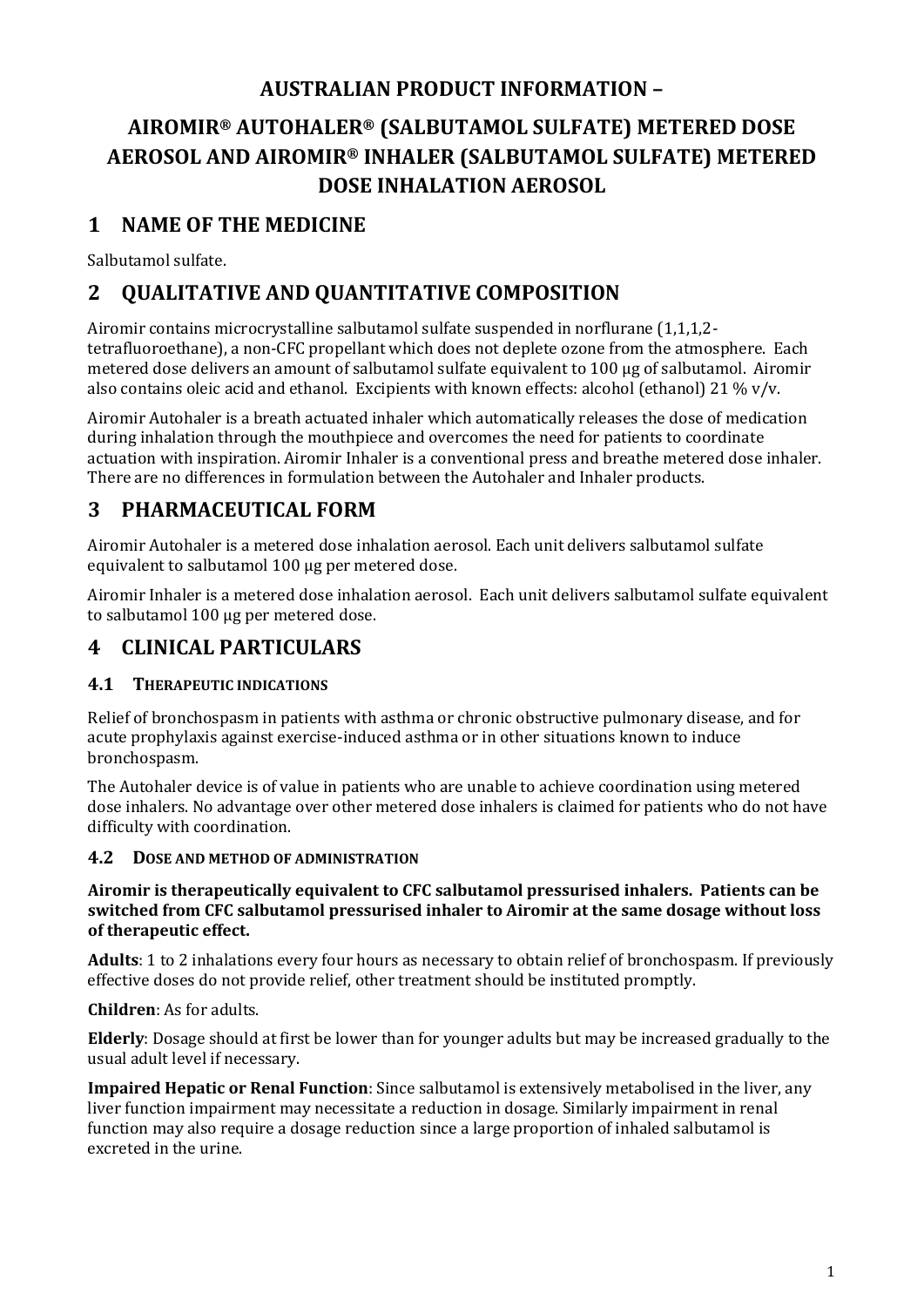# AUSTRALIAN PRODUCT INFORMATION –

# AIROMIR® AUTOHALER® (SALBUTAMOL SULFATE) METERED DOSE AEROSOL AND AIROMIR® INHALER (SALBUTAMOL SULFATE) METERED DOSE INHALATION AEROSOL

## 1 NAME OF THE MEDICINE

Salbutamol sulfate.

## 2 QUALITATIVE AND QUANTITATIVE COMPOSITION

Airomir contains microcrystalline salbutamol sulfate suspended in norflurane (1,1,1,2-tetrafluoroethane), a non-CFC propellant which does not deplete ozone from the atmosphere. Each metered dose delivers an amount of salbutamol sulfate equivalent to 100 µg of salbutamol. Airomir also contains oleic acid and ethanol. Excipients with known effects: alcohol (ethanol) 21 % v/v.

Airomir Autohaler is a breath actuated inhaler which automatically releases the dose of medication during inhalation through the mouthpiece and overcomes the need for patients to coordinate actuation with inspiration. Airomir Inhaler is a conventional press and breathe metered dose inhaler. There are no differences in formulation between the Autohaler and Inhaler products.

## 3 PHARMACEUTICAL FORM

Airomir Autohaler is a metered dose inhalation aerosol. Each unit delivers salbutamol sulfate equivalent to salbutamol 100 µg per metered dose.

Airomir Inhaler is a metered dose inhalation aerosol. Each unit delivers salbutamol sulfate equivalent to salbutamol 100 µg per metered dose.

## 4 CLINICAL PARTICULARS

### 4.1 THERAPEUTIC INDICATIONS

Relief of bronchospasm in patients with asthma or chronic obstructive pulmonary disease, and for acute prophylaxis against exercise-induced asthma or in other situations known to induce bronchospasm.

The Autohaler device is of value in patients who are unable to achieve coordination using metered dose inhalers. No advantage over other metered dose inhalers is claimed for patients who do not have difficulty with coordination.

### 4.2 DOSE AND METHOD OF ADMINISTRATION

**Airomir is therapeutically equivalent to CFC salbutamol pressurised inhalers. Patients can be switched from CFC salbutamol pressurised inhaler to Airomir at the same dosage without loss of therapeutic effect.**

**Adults**: 1 to 2 inhalations every four hours as necessary to obtain relief of bronchospasm. If previously effective doses do not provide relief, other treatment should be instituted promptly.

**Children**: As for adults.

**Elderly**: Dosage should at first be lower than for younger adults but may be increased gradually to the usual adult level if necessary.

**Impaired Hepatic or Renal Function**: Since salbutamol is extensively metabolised in the liver, any liver function impairment may necessitate a reduction in dosage. Similarly impairment in renal function may also require a dosage reduction since a large proportion of inhaled salbutamol is excreted in the urine.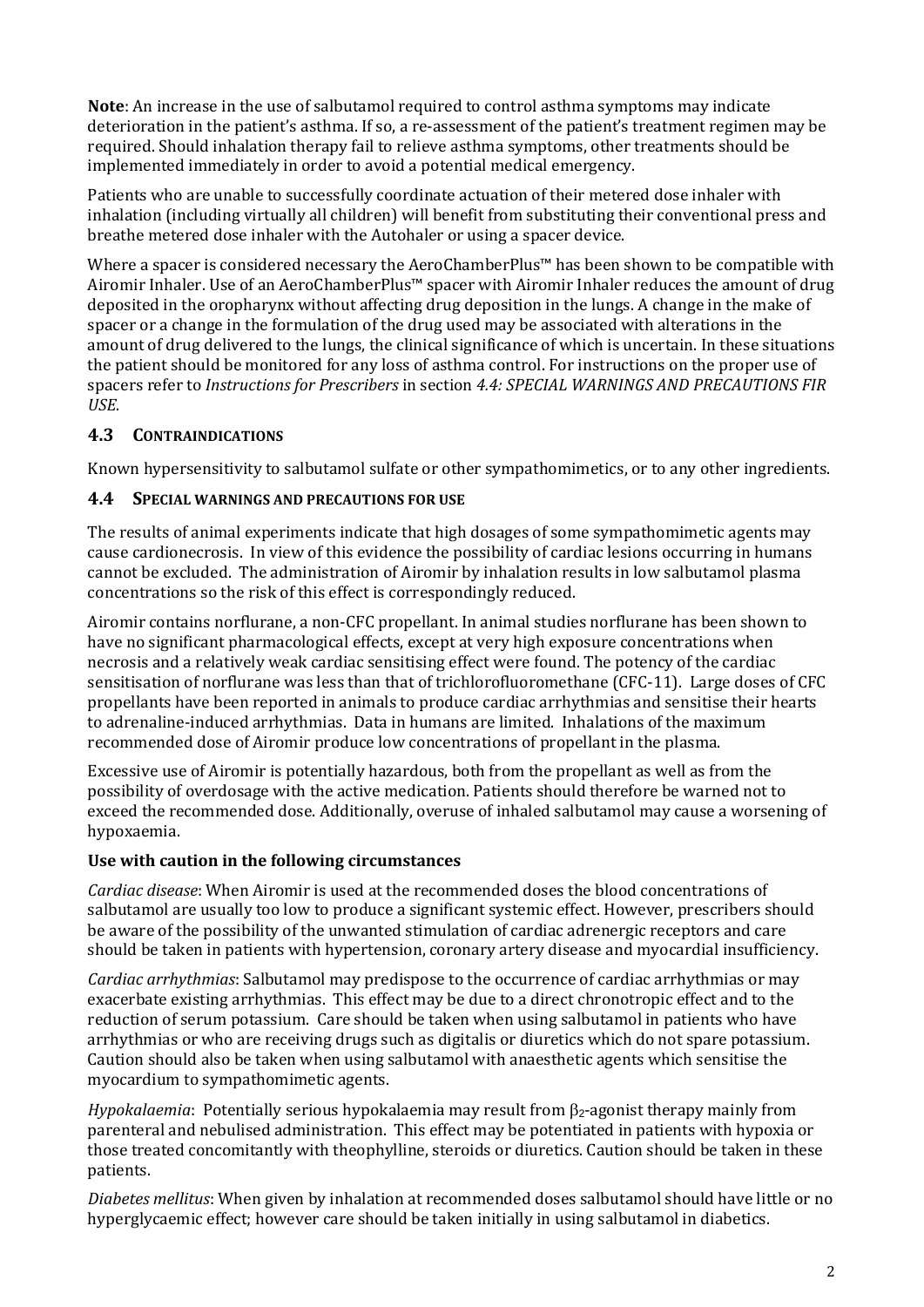**Note**: An increase in the use of salbutamol required to control asthma symptoms may indicate deterioration in the patient's asthma. If so, a re-assessment of the patient's treatment regimen may be required. Should inhalation therapy fail to relieve asthma symptoms, other treatments should be implemented immediately in order to avoid a potential medical emergency.

Patients who are unable to successfully coordinate actuation of their metered dose inhaler with inhalation (including virtually all children) will benefit from substituting their conventional press and breathe metered dose inhaler with the Autohaler or using a spacer device.

Where a spacer is considered necessary the AeroChamberPlus™ has been shown to be compatible with Airomir Inhaler. Use of an AeroChamberPlus™ spacer with Airomir Inhaler reduces the amount of drug deposited in the oropharynx without affecting drug deposition in the lungs. A change in the make of spacer or a change in the formulation of the drug used may be associated with alterations in the amount of drug delivered to the lungs, the clinical significance of which is uncertain. In these situations the patient should be monitored for any loss of asthma control. For instructions on the proper use of spacers refer to *Instructions for Prescribers* in section *4.4: SPECIAL WARNINGS AND PRECAUTIONS FIR USE*.

## 4.3 CONTRAINDICATIONS

Known hypersensitivity to salbutamol sulfate or other sympathomimetics, or to any other ingredients.

## 4.4 SPECIAL WARNINGS AND PRECAUTIONS FOR USE

The results of animal experiments indicate that high dosages of some sympathomimetic agents may cause cardionecrosis. In view of this evidence the possibility of cardiac lesions occurring in humans cannot be excluded. The administration of Airomir by inhalation results in low salbutamol plasma concentrations so the risk of this effect is correspondingly reduced.

Airomir contains norflurane, a non-CFC propellant. In animal studies norflurane has been shown to have no significant pharmacological effects, except at very high exposure concentrations when necrosis and a relatively weak cardiac sensitising effect were found. The potency of the cardiac sensitisation of norflurane was less than that of trichlorofluoromethane (CFC-11). Large doses of CFC propellants have been reported in animals to produce cardiac arrhythmias and sensitise their hearts to adrenaline-induced arrhythmias. Data in humans are limited. Inhalations of the maximum recommended dose of Airomir produce low concentrations of propellant in the plasma.

Excessive use of Airomir is potentially hazardous, both from the propellant as well as from the possibility of overdosage with the active medication. Patients should therefore be warned not to exceed the recommended dose. Additionally, overuse of inhaled salbutamol may cause a worsening of hypoxaemia.

### Use with caution in the following circumstances

*Cardiac disease*: When Airomir is used at the recommended doses the blood concentrations of salbutamol are usually too low to produce a significant systemic effect. However, prescribers should be aware of the possibility of the unwanted stimulation of cardiac adrenergic receptors and care should be taken in patients with hypertension, coronary artery disease and myocardial insufficiency.

*Cardiac arrhythmias*: Salbutamol may predispose to the occurrence of cardiac arrhythmias or may exacerbate existing arrhythmias. This effect may be due to a direct chronotropic effect and to the reduction of serum potassium. Care should be taken when using salbutamol in patients who have arrhythmias or who are receiving drugs such as digitalis or diuretics which do not spare potassium. Caution should also be taken when using salbutamol with anaesthetic agents which sensitise the myocardium to sympathomimetic agents.

*Hypokalaemia*: Potentially serious hypokalaemia may result from $\beta_2$-agonist therapy mainly from parenteral and nebulised administration. This effect may be potentiated in patients with hypoxia or those treated concomitantly with theophylline, steroids or diuretics. Caution should be taken in these patients.

*Diabetes mellitus*: When given by inhalation at recommended doses salbutamol should have little or no hyperglycaemic effect; however care should be taken initially in using salbutamol in diabetics.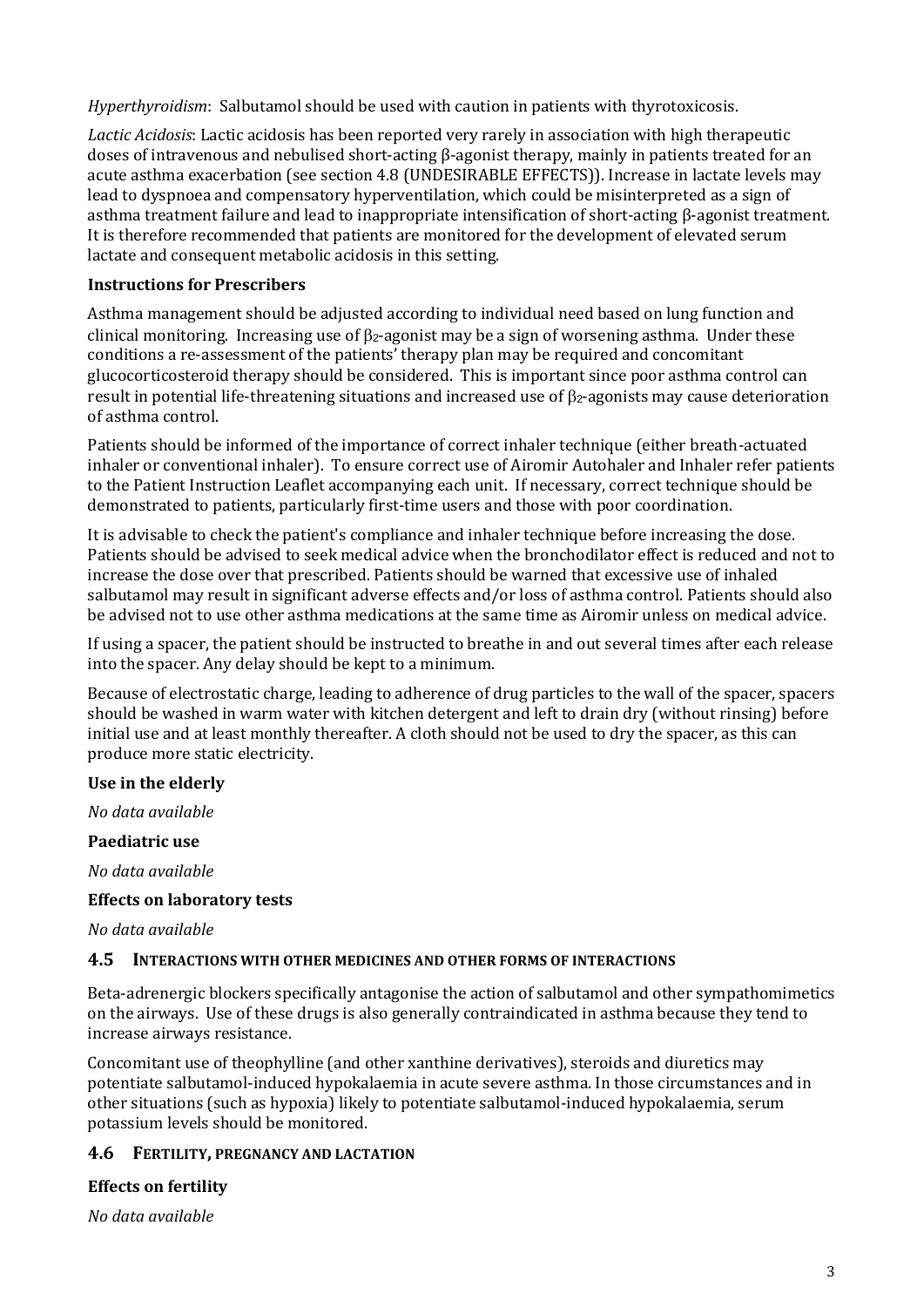*Hyperthyroidism*: Salbutamol should be used with caution in patients with thyrotoxicosis.

*Lactic Acidosis*: Lactic acidosis has been reported very rarely in association with high therapeutic doses of intravenous and nebulised short-acting β-agonist therapy, mainly in patients treated for an acute asthma exacerbation (see section 4.8 (UNDESIRABLE EFFECTS)). Increase in lactate levels may lead to dyspnoea and compensatory hyperventilation, which could be misinterpreted as a sign of asthma treatment failure and lead to inappropriate intensification of short-acting β-agonist treatment. It is therefore recommended that patients are monitored for the development of elevated serum lactate and consequent metabolic acidosis in this setting.

**Instructions for Prescribers**

Asthma management should be adjusted according to individual need based on lung function and clinical monitoring. Increasing use of $\beta_2$-agonist may be a sign of worsening asthma. Under these conditions a re-assessment of the patients' therapy plan may be required and concomitant glucocorticosteroid therapy should be considered. This is important since poor asthma control can result in potential life-threatening situations and increased use of $\beta_2$-agonists may cause deterioration of asthma control.

Patients should be informed of the importance of correct inhaler technique (either breath-actuated inhaler or conventional inhaler). To ensure correct use of Airomir Autohaler and Inhaler refer patients to the Patient Instruction Leaflet accompanying each unit. If necessary, correct technique should be demonstrated to patients, particularly first-time users and those with poor coordination.

It is advisable to check the patient's compliance and inhaler technique before increasing the dose. Patients should be advised to seek medical advice when the bronchodilator effect is reduced and not to increase the dose over that prescribed. Patients should be warned that excessive use of inhaled salbutamol may result in significant adverse effects and/or loss of asthma control. Patients should also be advised not to use other asthma medications at the same time as Airomir unless on medical advice.

If using a spacer, the patient should be instructed to breathe in and out several times after each release into the spacer. Any delay should be kept to a minimum.

Because of electrostatic charge, leading to adherence of drug particles to the wall of the spacer, spacers should be washed in warm water with kitchen detergent and left to drain dry (without rinsing) before initial use and at least monthly thereafter. A cloth should not be used to dry the spacer, as this can produce more static electricity.

**Use in the elderly**

*No data available*

**Paediatric use**

*No data available*

**Effects on laboratory tests**

*No data available*

### 4.5 INTERACTIONS WITH OTHER MEDICINES AND OTHER FORMS OF INTERACTIONS

Beta-adrenergic blockers specifically antagonise the action of salbutamol and other sympathomimetics on the airways. Use of these drugs is also generally contraindicated in asthma because they tend to increase airways resistance.

Concomitant use of theophylline (and other xanthine derivatives), steroids and diuretics may potentiate salbutamol-induced hypokalaemia in acute severe asthma. In those circumstances and in other situations (such as hypoxia) likely to potentiate salbutamol-induced hypokalaemia, serum potassium levels should be monitored.

### 4.6 FERTILITY, PREGNANCY AND LACTATION

**Effects on fertility**

*No data available*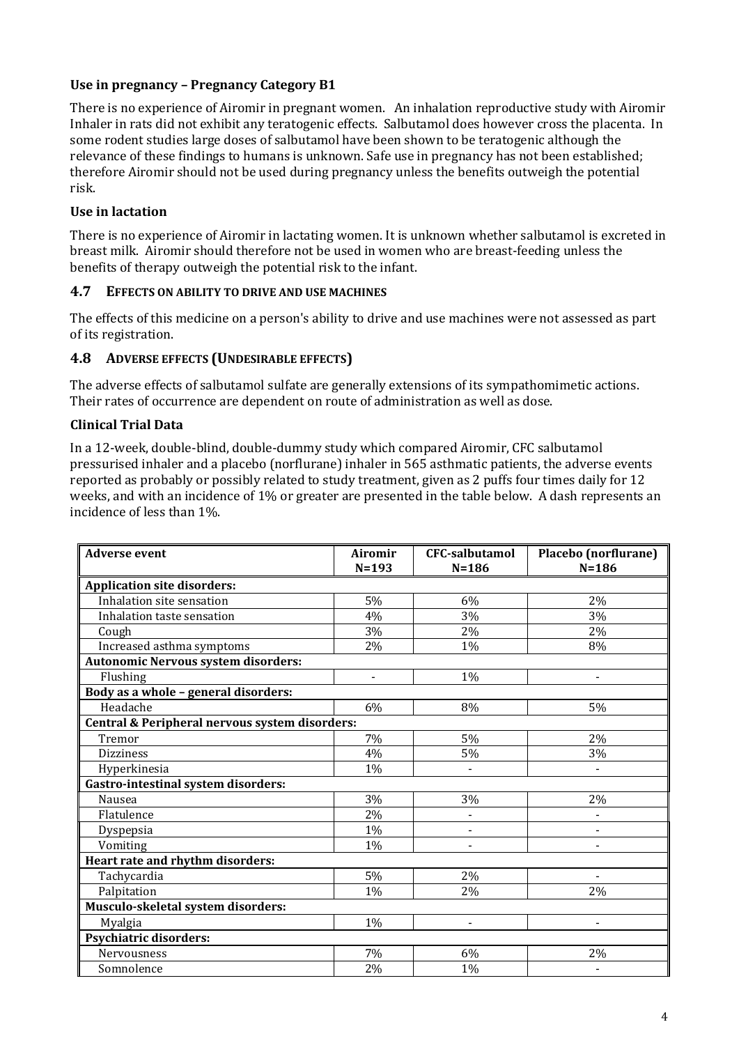**Use in pregnancy – Pregnancy Category B1**

There is no experience of Airomir in pregnant women. An inhalation reproductive study with Airomir Inhaler in rats did not exhibit any teratogenic effects. Salbutamol does however cross the placenta. In some rodent studies large doses of salbutamol have been shown to be teratogenic although the relevance of these findings to humans is unknown. Safe use in pregnancy has not been established; therefore Airomir should not be used during pregnancy unless the benefits outweigh the potential risk.

**Use in lactation**

There is no experience of Airomir in lactating women. It is unknown whether salbutamol is excreted in breast milk. Airomir should therefore not be used in women who are breast-feeding unless the benefits of therapy outweigh the potential risk to the infant.

## 4.7 EFFECTS ON ABILITY TO DRIVE AND USE MACHINES

The effects of this medicine on a person's ability to drive and use machines were not assessed as part of its registration.

## 4.8 ADVERSE EFFECTS (UNDESIRABLE EFFECTS)

The adverse effects of salbutamol sulfate are generally extensions of its sympathomimetic actions. Their rates of occurrence are dependent on route of administration as well as dose.

**Clinical Trial Data**

In a 12-week, double-blind, double-dummy study which compared Airomir, CFC salbutamol pressurised inhaler and a placebo (norflurane) inhaler in 565 asthmatic patients, the adverse events reported as probably or possibly related to study treatment, given as 2 puffs four times daily for 12 weeks, and with an incidence of 1% or greater are presented in the table below. A dash represents an incidence of less than 1%.

| Adverse event | Airomir N=193 | CFC-salbutamol N=186 | Placebo (norflurane) N=186 |
|---|---|---|---|
| **Application site disorders:** | | | |
| Inhalation site sensation | 5% | 6% | 2% |
| Inhalation taste sensation | 4% | 3% | 3% |
| Cough | 3% | 2% | 2% |
| Increased asthma symptoms | 2% | 1% | 8% |
| **Autonomic Nervous system disorders:** | | | |
| Flushing | - | 1% | - |
| **Body as a whole – general disorders:** | | | |
| Headache | 6% | 8% | 5% |
| **Central & Peripheral nervous system disorders:** | | | |
| Tremor | 7% | 5% | 2% |
| Dizziness | 4% | 5% | 3% |
| Hyperkinesia | 1% | - | - |
| **Gastro-intestinal system disorders:** | | | |
| Nausea | 3% | 3% | 2% |
| Flatulence | 2% | - | - |
| Dyspepsia | 1% | - | - |
| Vomiting | 1% | - | - |
| **Heart rate and rhythm disorders:** | | | |
| Tachycardia | 5% | 2% | - |
| Palpitation | 1% | 2% | 2% |
| **Musculo-skeletal system disorders:** | | | |
| Myalgia | 1% | - | - |
| **Psychiatric disorders:** | | | |
| Nervousness | 7% | 6% | 2% |
| Somnolence | 2% | 1% | - |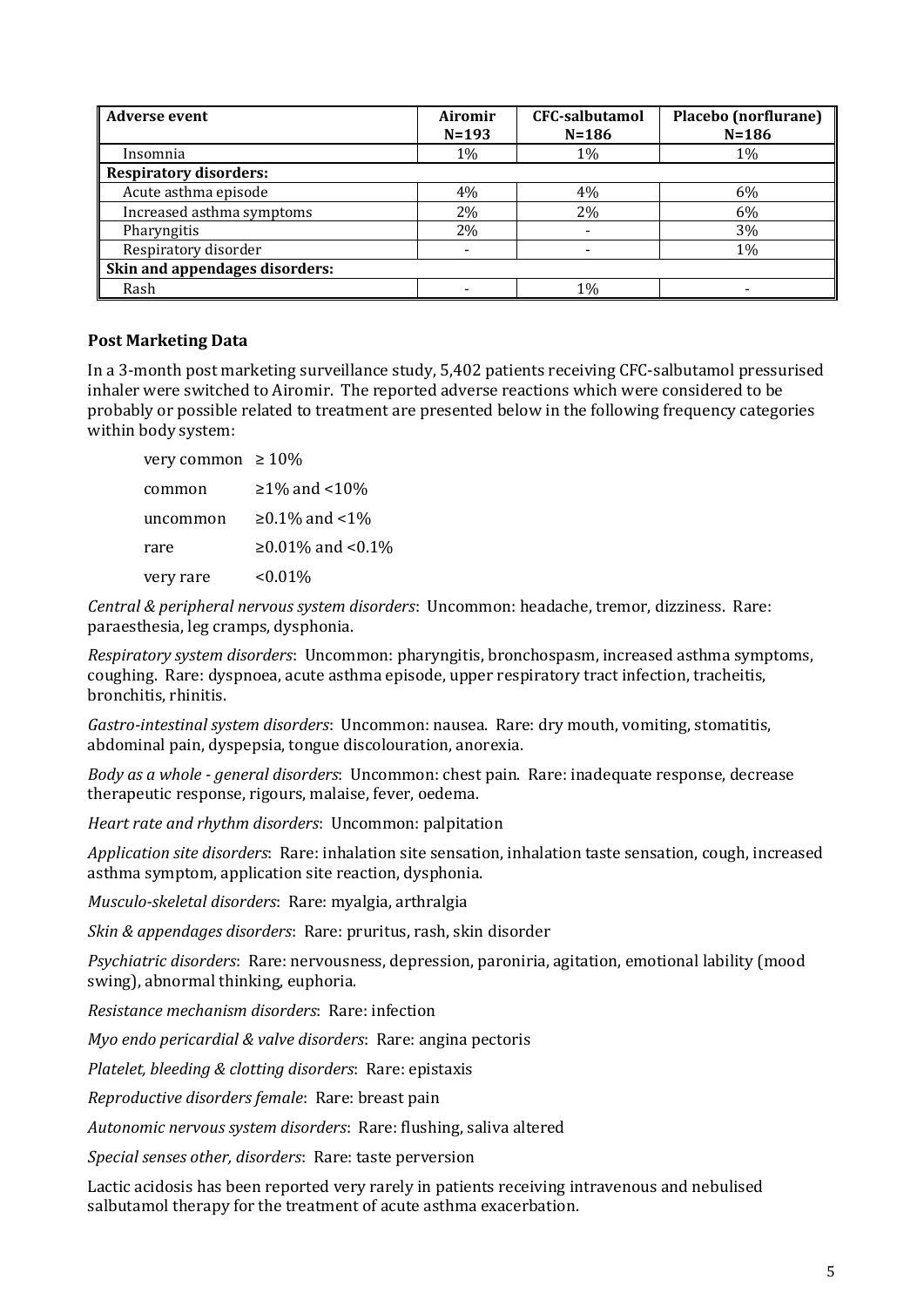| Adverse event | Airomir N=193 | CFC-salbutamol N=186 | Placebo (norflurane) N=186 |
|---|---|---|---|
| Insomnia | 1% | 1% | 1% |
| **Respiratory disorders:** | | | |
| Acute asthma episode | 4% | 4% | 6% |
| Increased asthma symptoms | 2% | 2% | 6% |
| Pharyngitis | 2% | - | 3% |
| Respiratory disorder | - | - | 1% |
| **Skin and appendages disorders:** | | | |
| Rash | - | 1% | - |

**Post Marketing Data**

In a 3-month post marketing surveillance study, 5,402 patients receiving CFC-salbutamol pressurised inhaler were switched to Airomir. The reported adverse reactions which were considered to be probably or possible related to treatment are presented below in the following frequency categories within body system:

very common ≥ 10%
common ≥1% and <10%
uncommon ≥0.1% and <1%
rare ≥0.01% and <0.1%
very rare <0.01%

*Central & peripheral nervous system disorders*: Uncommon: headache, tremor, dizziness. Rare: paraesthesia, leg cramps, dysphonia.

*Respiratory system disorders*: Uncommon: pharyngitis, bronchospasm, increased asthma symptoms, coughing. Rare: dyspnoea, acute asthma episode, upper respiratory tract infection, tracheitis, bronchitis, rhinitis.

*Gastro-intestinal system disorders*: Uncommon: nausea. Rare: dry mouth, vomiting, stomatitis, abdominal pain, dyspepsia, tongue discolouration, anorexia.

*Body as a whole - general disorders*: Uncommon: chest pain. Rare: inadequate response, decrease therapeutic response, rigours, malaise, fever, oedema.

*Heart rate and rhythm disorders*: Uncommon: palpitation

*Application site disorders*: Rare: inhalation site sensation, inhalation taste sensation, cough, increased asthma symptom, application site reaction, dysphonia.

*Musculo-skeletal disorders*: Rare: myalgia, arthralgia

*Skin & appendages disorders*: Rare: pruritus, rash, skin disorder

*Psychiatric disorders*: Rare: nervousness, depression, paroniria, agitation, emotional lability (mood swing), abnormal thinking, euphoria.

*Resistance mechanism disorders*: Rare: infection

*Myo endo pericardial & valve disorders*: Rare: angina pectoris

*Platelet, bleeding & clotting disorders*: Rare: epistaxis

*Reproductive disorders female*: Rare: breast pain

*Autonomic nervous system disorders*: Rare: flushing, saliva altered

*Special senses other, disorders*: Rare: taste perversion

Lactic acidosis has been reported very rarely in patients receiving intravenous and nebulised salbutamol therapy for the treatment of acute asthma exacerbation.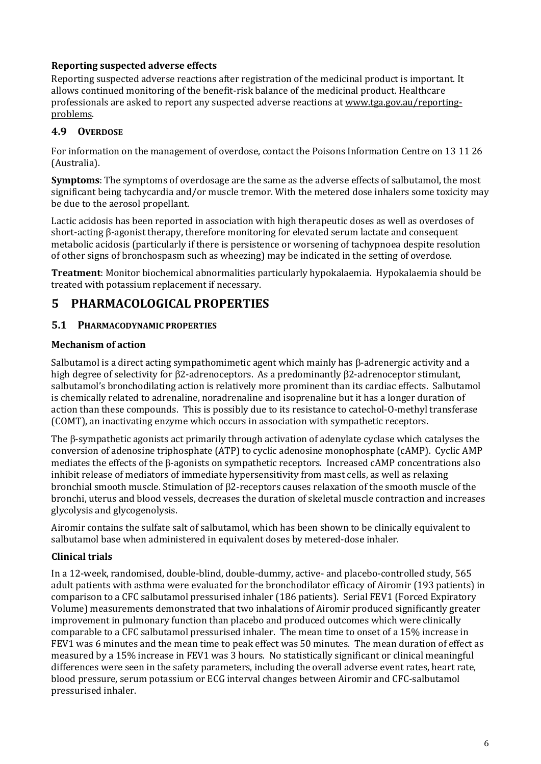### Reporting suspected adverse effects

Reporting suspected adverse reactions after registration of the medicinal product is important. It allows continued monitoring of the benefit-risk balance of the medicinal product. Healthcare professionals are asked to report any suspected adverse reactions at www.tga.gov.au/reporting-problems.

## 4.9 OVERDOSE

For information on the management of overdose, contact the Poisons Information Centre on 13 11 26 (Australia).

**Symptoms**: The symptoms of overdosage are the same as the adverse effects of salbutamol, the most significant being tachycardia and/or muscle tremor. With the metered dose inhalers some toxicity may be due to the aerosol propellant.

Lactic acidosis has been reported in association with high therapeutic doses as well as overdoses of short-acting β-agonist therapy, therefore monitoring for elevated serum lactate and consequent metabolic acidosis (particularly if there is persistence or worsening of tachypnoea despite resolution of other signs of bronchospasm such as wheezing) may be indicated in the setting of overdose.

**Treatment**: Monitor biochemical abnormalities particularly hypokalaemia. Hypokalaemia should be treated with potassium replacement if necessary.

# 5 PHARMACOLOGICAL PROPERTIES

## 5.1 PHARMACODYNAMIC PROPERTIES

### Mechanism of action

Salbutamol is a direct acting sympathomimetic agent which mainly has β-adrenergic activity and a high degree of selectivity for β2-adrenoceptors. As a predominantly β2-adrenoceptor stimulant, salbutamol's bronchodilating action is relatively more prominent than its cardiac effects. Salbutamol is chemically related to adrenaline, noradrenaline and isoprenaline but it has a longer duration of action than these compounds. This is possibly due to its resistance to catechol-O-methyl transferase (COMT), an inactivating enzyme which occurs in association with sympathetic receptors.

The β-sympathetic agonists act primarily through activation of adenylate cyclase which catalyses the conversion of adenosine triphosphate (ATP) to cyclic adenosine monophosphate (cAMP). Cyclic AMP mediates the effects of the β-agonists on sympathetic receptors. Increased cAMP concentrations also inhibit release of mediators of immediate hypersensitivity from mast cells, as well as relaxing bronchial smooth muscle. Stimulation of β2-receptors causes relaxation of the smooth muscle of the bronchi, uterus and blood vessels, decreases the duration of skeletal muscle contraction and increases glycolysis and glycogenolysis.

Airomir contains the sulfate salt of salbutamol, which has been shown to be clinically equivalent to salbutamol base when administered in equivalent doses by metered-dose inhaler.

### Clinical trials

In a 12-week, randomised, double-blind, double-dummy, active- and placebo-controlled study, 565 adult patients with asthma were evaluated for the bronchodilator efficacy of Airomir (193 patients) in comparison to a CFC salbutamol pressurised inhaler (186 patients). Serial FEV1 (Forced Expiratory Volume) measurements demonstrated that two inhalations of Airomir produced significantly greater improvement in pulmonary function than placebo and produced outcomes which were clinically comparable to a CFC salbutamol pressurised inhaler. The mean time to onset of a 15% increase in FEV1 was 6 minutes and the mean time to peak effect was 50 minutes. The mean duration of effect as measured by a 15% increase in FEV1 was 3 hours. No statistically significant or clinical meaningful differences were seen in the safety parameters, including the overall adverse event rates, heart rate, blood pressure, serum potassium or ECG interval changes between Airomir and CFC-salbutamol pressurised inhaler.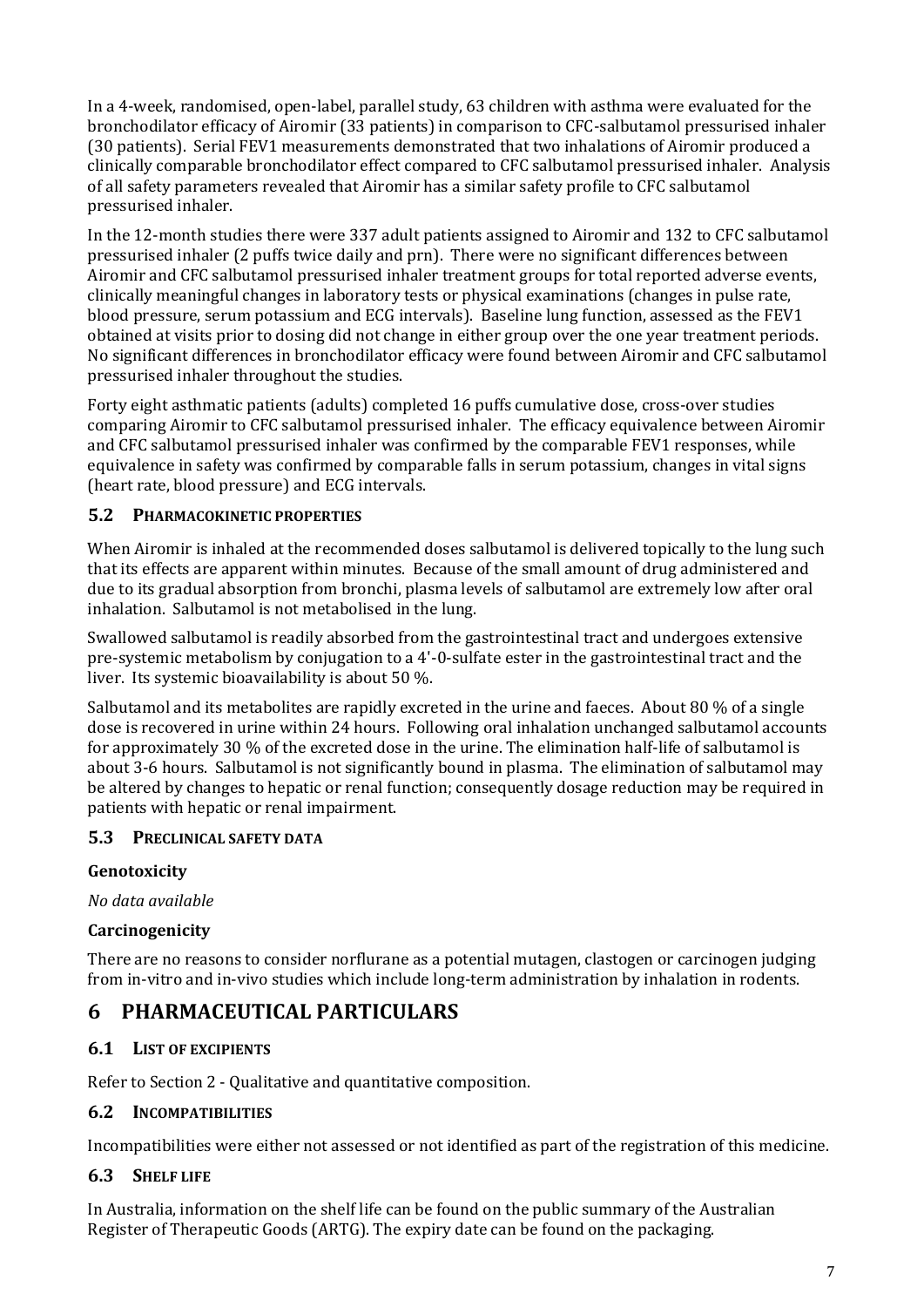In a 4-week, randomised, open-label, parallel study, 63 children with asthma were evaluated for the bronchodilator efficacy of Airomir (33 patients) in comparison to CFC-salbutamol pressurised inhaler (30 patients). Serial FEV1 measurements demonstrated that two inhalations of Airomir produced a clinically comparable bronchodilator effect compared to CFC salbutamol pressurised inhaler. Analysis of all safety parameters revealed that Airomir has a similar safety profile to CFC salbutamol pressurised inhaler.

In the 12-month studies there were 337 adult patients assigned to Airomir and 132 to CFC salbutamol pressurised inhaler (2 puffs twice daily and prn). There were no significant differences between Airomir and CFC salbutamol pressurised inhaler treatment groups for total reported adverse events, clinically meaningful changes in laboratory tests or physical examinations (changes in pulse rate, blood pressure, serum potassium and ECG intervals). Baseline lung function, assessed as the FEV1 obtained at visits prior to dosing did not change in either group over the one year treatment periods. No significant differences in bronchodilator efficacy were found between Airomir and CFC salbutamol pressurised inhaler throughout the studies.

Forty eight asthmatic patients (adults) completed 16 puffs cumulative dose, cross-over studies comparing Airomir to CFC salbutamol pressurised inhaler. The efficacy equivalence between Airomir and CFC salbutamol pressurised inhaler was confirmed by the comparable FEV1 responses, while equivalence in safety was confirmed by comparable falls in serum potassium, changes in vital signs (heart rate, blood pressure) and ECG intervals.

### 5.2 Pharmacokinetic properties

When Airomir is inhaled at the recommended doses salbutamol is delivered topically to the lung such that its effects are apparent within minutes. Because of the small amount of drug administered and due to its gradual absorption from bronchi, plasma levels of salbutamol are extremely low after oral inhalation. Salbutamol is not metabolised in the lung.

Swallowed salbutamol is readily absorbed from the gastrointestinal tract and undergoes extensive pre-systemic metabolism by conjugation to a 4'-0-sulfate ester in the gastrointestinal tract and the liver. Its systemic bioavailability is about 50 %.

Salbutamol and its metabolites are rapidly excreted in the urine and faeces. About 80 % of a single dose is recovered in urine within 24 hours. Following oral inhalation unchanged salbutamol accounts for approximately 30 % of the excreted dose in the urine. The elimination half-life of salbutamol is about 3-6 hours. Salbutamol is not significantly bound in plasma. The elimination of salbutamol may be altered by changes to hepatic or renal function; consequently dosage reduction may be required in patients with hepatic or renal impairment.

### 5.3 Preclinical safety data

#### Genotoxicity

*No data available*

#### Carcinogenicity

There are no reasons to consider norflurane as a potential mutagen, clastogen or carcinogen judging from in-vitro and in-vivo studies which include long-term administration by inhalation in rodents.

## 6 PHARMACEUTICAL PARTICULARS

### 6.1 List of excipients

Refer to Section 2 - Qualitative and quantitative composition.

### 6.2 Incompatibilities

Incompatibilities were either not assessed or not identified as part of the registration of this medicine.

### 6.3 Shelf life

In Australia, information on the shelf life can be found on the public summary of the Australian Register of Therapeutic Goods (ARTG). The expiry date can be found on the packaging.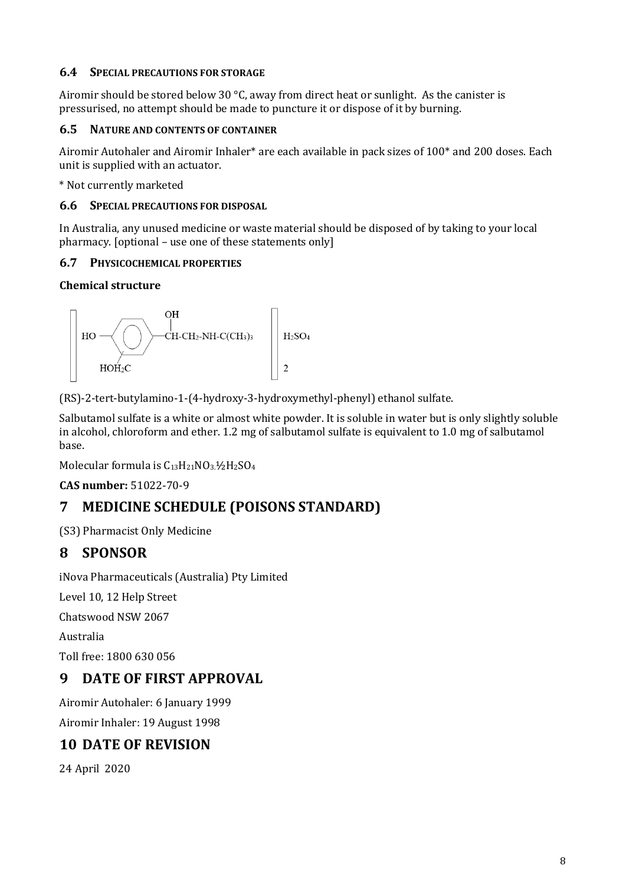### 6.4 SPECIAL PRECAUTIONS FOR STORAGE

Airomir should be stored below 30 °C, away from direct heat or sunlight. As the canister is pressurised, no attempt should be made to puncture it or dispose of it by burning.

### 6.5 NATURE AND CONTENTS OF CONTAINER

Airomir Autohaler and Airomir Inhaler* are each available in pack sizes of 100* and 200 doses. Each unit is supplied with an actuator.

* Not currently marketed

### 6.6 SPECIAL PRECAUTIONS FOR DISPOSAL

In Australia, any unused medicine or waste material should be disposed of by taking to your local pharmacy. [optional – use one of these statements only]

### 6.7 PHYSICOCHEMICAL PROPERTIES

**Chemical structure**

$$\left[ HO-C_6H_3(CH_2OH)-CH(OH)-CH_2-NH-C(CH_3)_3 \right]_2 \, H_2SO_4$$

(RS)-2-tert-butylamino-1-(4-hydroxy-3-hydroxymethyl-phenyl) ethanol sulfate.

Salbutamol sulfate is a white or almost white powder. It is soluble in water but is only slightly soluble in alcohol, chloroform and ether. 1.2 mg of salbutamol sulfate is equivalent to 1.0 mg of salbutamol base.

Molecular formula is $C_{13}H_{21}NO_3.½H_2SO_4$

**CAS number:** 51022-70-9

## 7 MEDICINE SCHEDULE (POISONS STANDARD)

(S3) Pharmacist Only Medicine

## 8 SPONSOR

iNova Pharmaceuticals (Australia) Pty Limited

Level 10, 12 Help Street

Chatswood NSW 2067

Australia

Toll free: 1800 630 056

## 9 DATE OF FIRST APPROVAL

Airomir Autohaler: 6 January 1999

Airomir Inhaler: 19 August 1998

## 10 DATE OF REVISION

24 April 2020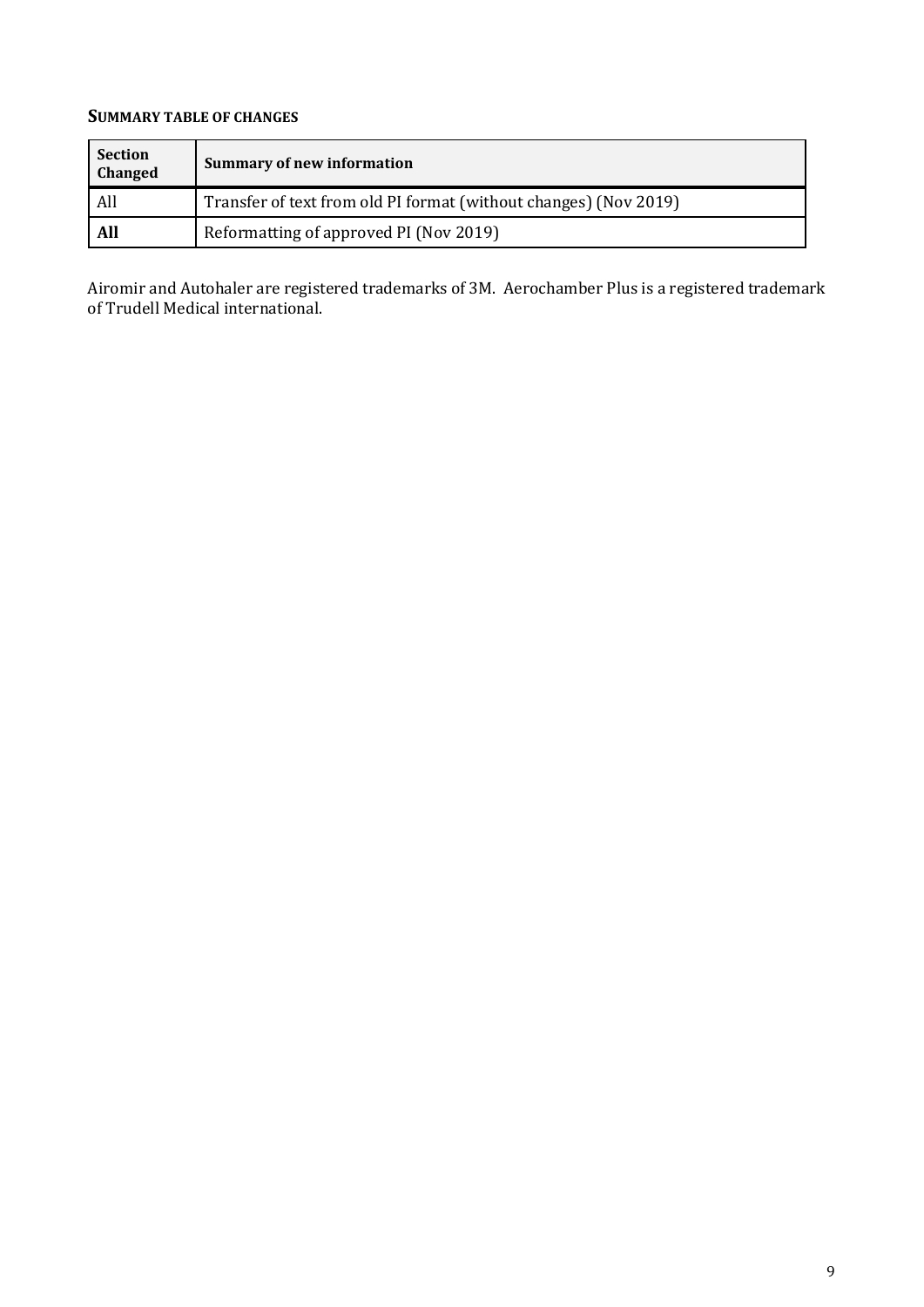## **SUMMARY TABLE OF CHANGES**

| **Section Changed** | **Summary of new information** |
|---|---|
| All | Transfer of text from old PI format (without changes) (Nov 2019) |
| **All** | Reformatting of approved PI (Nov 2019) |

Airomir and Autohaler are registered trademarks of 3M. Aerochamber Plus is a registered trademark of Trudell Medical international.